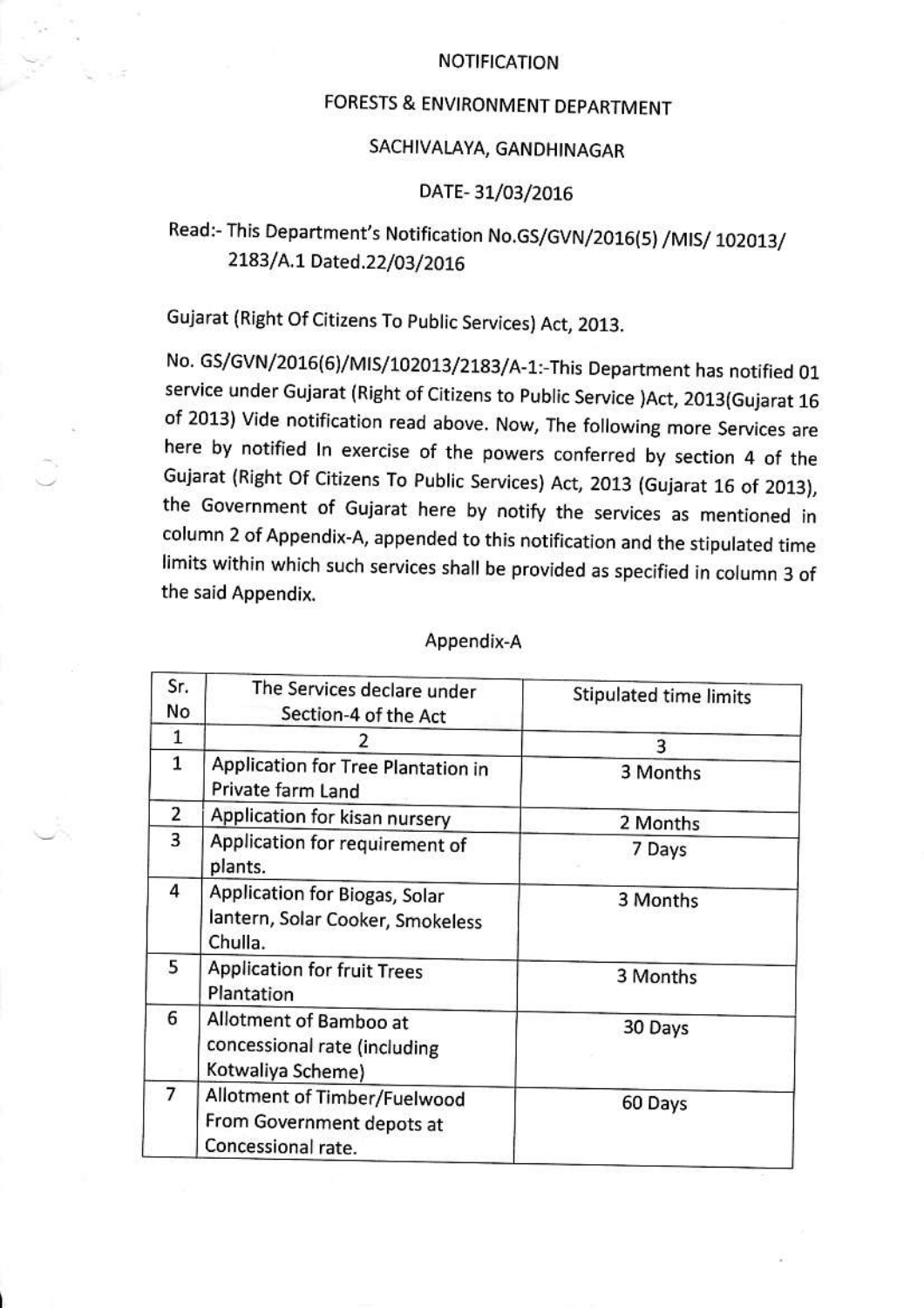NOTIFICATION

FORESTS & ENVIRONMENT DEPARTMENT

SACHIVALAYA, GANDHINAGAR

DATE- 31/03/2016

Read:- This Department's Notification No.GS/GVN/2016(5) /MIS/ 102013/ 2183/A.1 Dated.22/03/2016

Gujarat (Right Of Citizens To Public Services) Act, 2013.

No. GS/GVN/2016(6)/MIS/102013/2183/A-1:-This Department has notified 01 service under Gujarat (Right of Citizens to Public Service )Act, 2013(Gujarat 16 of 2013) Vide notification read above. Now, The following more Services are here by notified In exercise of the powers conferred by section 4 of the Gujarat (Right Of Citizens To Public Services) Act, 2013 (Gujarat 16 of 2013), the Government of Gujarat here by notify the services as mentioned in column 2 of Appendix-A, appended to this notification and the stipulated time limits within which such services shall be provided as specified in column 3 of the said Appendix.

Appendix-A

| Sr. No | The Services declare under Section-4 of the Act | Stipulated time limits |
|---|---|---|
| 1 | 2 | 3 |
| 1 | Application for Tree Plantation in Private farm Land | 3 Months |
| 2 | Application for kisan nursery | 2 Months |
| 3 | Application for requirement of plants. | 7 Days |
| 4 | Application for Biogas, Solar lantern, Solar Cooker, Smokeless Chulla. | 3 Months |
| 5 | Application for fruit Trees Plantation | 3 Months |
| 6 | Allotment of Bamboo at concessional rate (including Kotwaliya Scheme) | 30 Days |
| 7 | Allotment of Timber/Fuelwood From Government depots at Concessional rate. | 60 Days |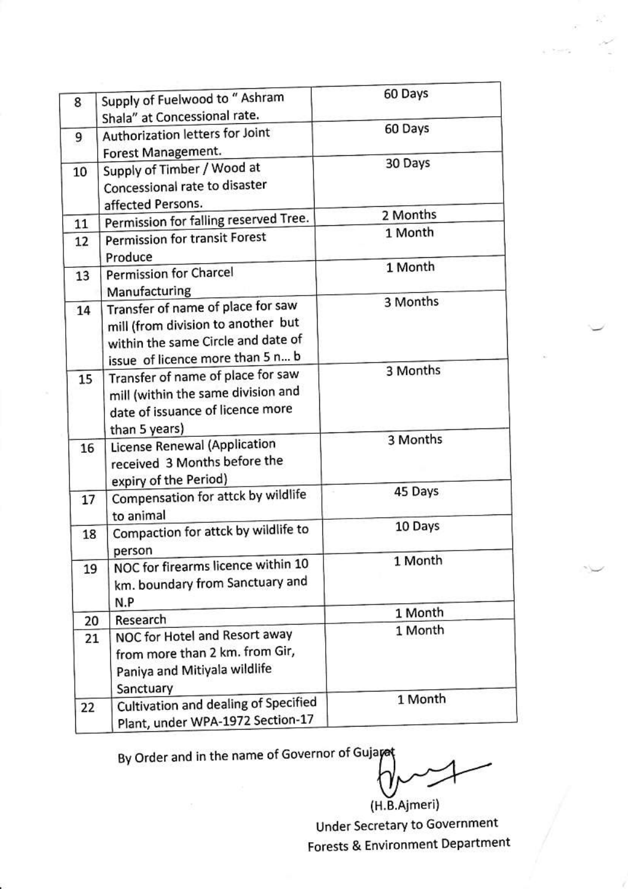| | | |
|---|---|---|
| 8 | Supply of Fuelwood to " Ashram Shala" at Concessional rate. | 60 Days |
| 9 | Authorization letters for Joint Forest Management. | 60 Days |
| 10 | Supply of Timber / Wood at Concessional rate to disaster affected Persons. | 30 Days |
| 11 | Permission for falling reserved Tree. | 2 Months |
| 12 | Permission for transit Forest Produce | 1 Month |
| 13 | Permission for Charcel Manufacturing | 1 Month |
| 14 | Transfer of name of place for saw mill (from division to another but within the same Circle and date of issue of licence more than 5 n... b | 3 Months |
| 15 | Transfer of name of place for saw mill (within the same division and date of issuance of licence more than 5 years) | 3 Months |
| 16 | License Renewal (Application received 3 Months before the expiry of the Period) | 3 Months |
| 17 | Compensation for attck by wildlife to animal | 45 Days |
| 18 | Compaction for attck by wildlife to person | 10 Days |
| 19 | NOC for firearms licence within 10 km. boundary from Sanctuary and N.P | 1 Month |
| 20 | Research | 1 Month |
| 21 | NOC for Hotel and Resort away from more than 2 km. from Gir, Paniya and Mitiyala wildlife Sanctuary | 1 Month |
| 22 | Cultivation and dealing of Specified Plant, under WPA-1972 Section-17 | 1 Month |

By Order and in the name of Governor of Gujarat

(H.B.Ajmeri)
Under Secretary to Government
Forests & Environment Department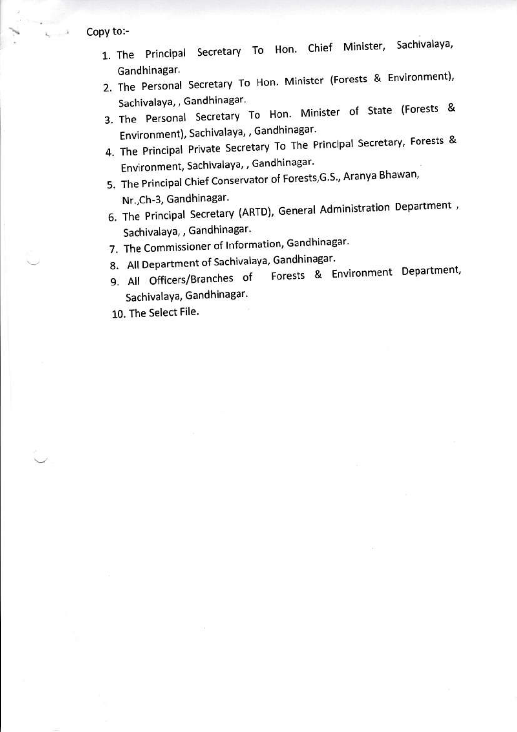Copy to:-

1. The Principal Secretary To Hon. Chief Minister, Sachivalaya, Gandhinagar.
2. The Personal Secretary To Hon. Minister (Forests & Environment), Sachivalaya, , Gandhinagar.
3. The Personal Secretary To Hon. Minister of State (Forests & Environment), Sachivalaya, , Gandhinagar.
4. The Principal Private Secretary To The Principal Secretary, Forests & Environment, Sachivalaya, , Gandhinagar.
5. The Principal Chief Conservator of Forests,G.S., Aranya Bhawan, Nr.,Ch-3, Gandhinagar.
6. The Principal Secretary (ARTD), General Administration Department , Sachivalaya, , Gandhinagar.
7. The Commissioner of Information, Gandhinagar.
8. All Department of Sachivalaya, Gandhinagar.
9. All Officers/Branches of Forests & Environment Department, Sachivalaya, Gandhinagar.
10. The Select File.